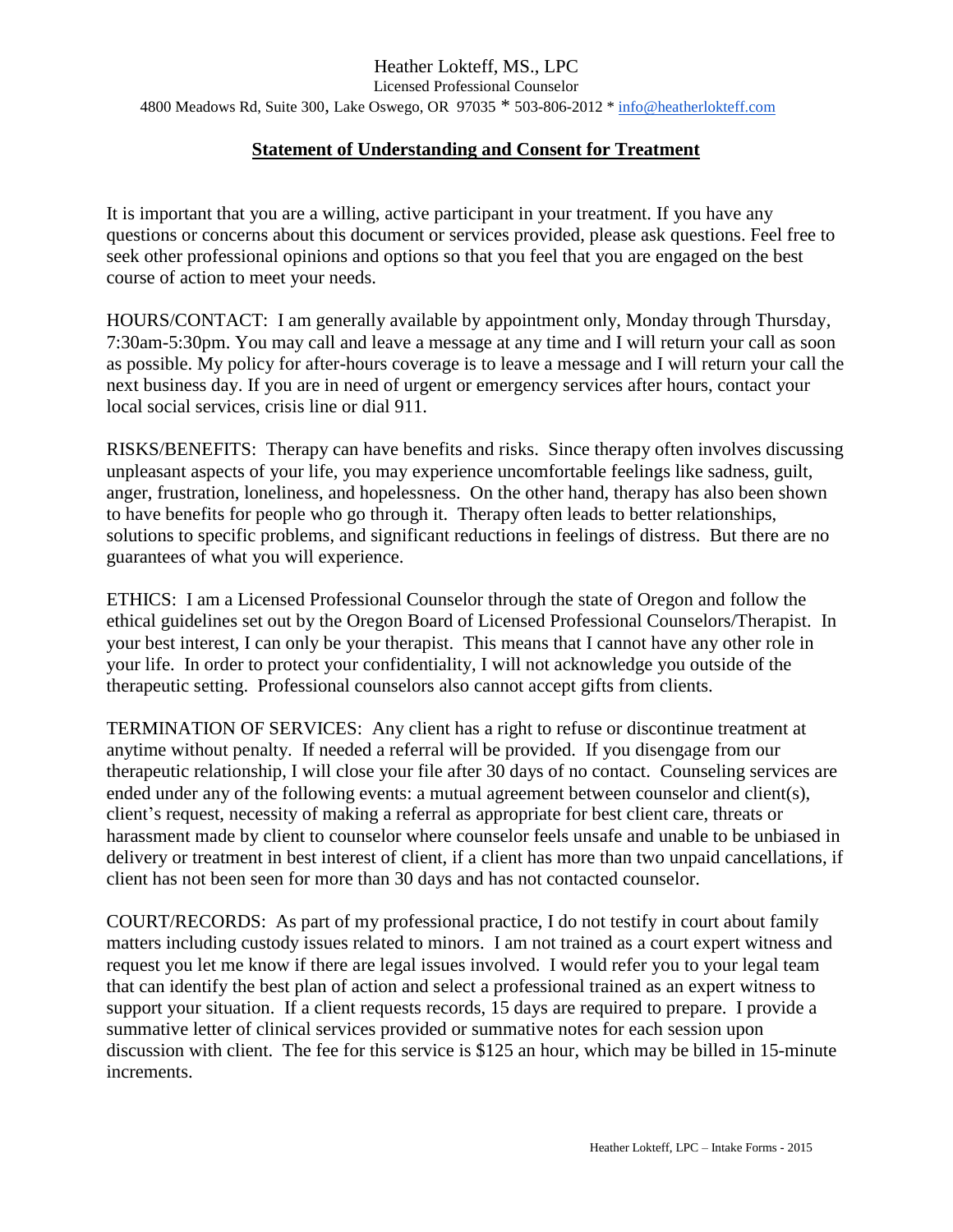Heather Lokteff, MS., LPC
Licensed Professional Counselor
4800 Meadows Rd, Suite 300, Lake Oswego, OR 97035 * 503-806-2012 * info@heatherlokteff.com

## Statement of Understanding and Consent for Treatment

It is important that you are a willing, active participant in your treatment. If you have any questions or concerns about this document or services provided, please ask questions. Feel free to seek other professional opinions and options so that you feel that you are engaged on the best course of action to meet your needs.

HOURS/CONTACT: I am generally available by appointment only, Monday through Thursday, 7:30am-5:30pm. You may call and leave a message at any time and I will return your call as soon as possible. My policy for after-hours coverage is to leave a message and I will return your call the next business day. If you are in need of urgent or emergency services after hours, contact your local social services, crisis line or dial 911.

RISKS/BENEFITS: Therapy can have benefits and risks. Since therapy often involves discussing unpleasant aspects of your life, you may experience uncomfortable feelings like sadness, guilt, anger, frustration, loneliness, and hopelessness. On the other hand, therapy has also been shown to have benefits for people who go through it. Therapy often leads to better relationships, solutions to specific problems, and significant reductions in feelings of distress. But there are no guarantees of what you will experience.

ETHICS: I am a Licensed Professional Counselor through the state of Oregon and follow the ethical guidelines set out by the Oregon Board of Licensed Professional Counselors/Therapist. In your best interest, I can only be your therapist. This means that I cannot have any other role in your life. In order to protect your confidentiality, I will not acknowledge you outside of the therapeutic setting. Professional counselors also cannot accept gifts from clients.

TERMINATION OF SERVICES: Any client has a right to refuse or discontinue treatment at anytime without penalty. If needed a referral will be provided. If you disengage from our therapeutic relationship, I will close your file after 30 days of no contact. Counseling services are ended under any of the following events: a mutual agreement between counselor and client(s), client's request, necessity of making a referral as appropriate for best client care, threats or harassment made by client to counselor where counselor feels unsafe and unable to be unbiased in delivery or treatment in best interest of client, if a client has more than two unpaid cancellations, if client has not been seen for more than 30 days and has not contacted counselor.

COURT/RECORDS: As part of my professional practice, I do not testify in court about family matters including custody issues related to minors. I am not trained as a court expert witness and request you let me know if there are legal issues involved. I would refer you to your legal team that can identify the best plan of action and select a professional trained as an expert witness to support your situation. If a client requests records, 15 days are required to prepare. I provide a summative letter of clinical services provided or summative notes for each session upon discussion with client. The fee for this service is $125 an hour, which may be billed in 15-minute increments.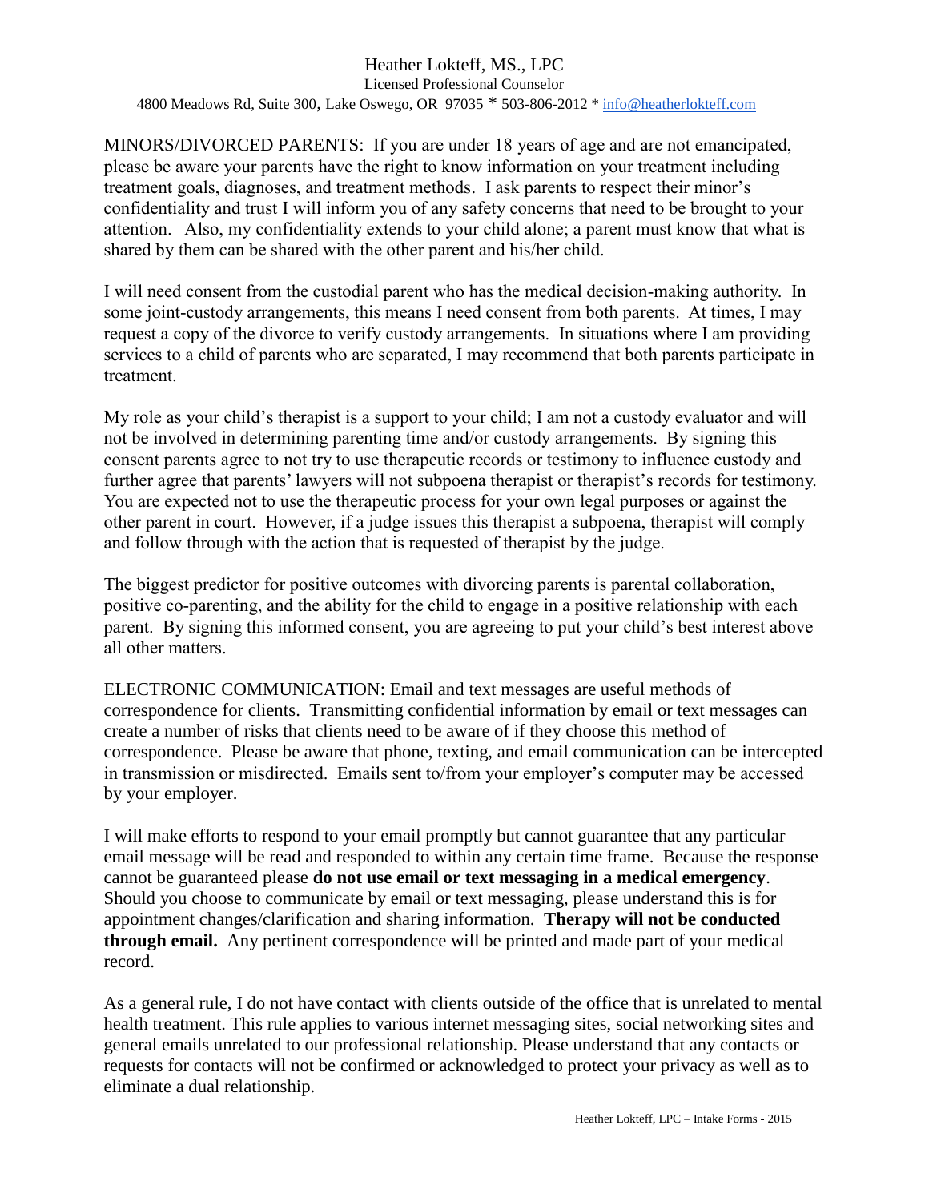MINORS/DIVORCED PARENTS: If you are under 18 years of age and are not emancipated, please be aware your parents have the right to know information on your treatment including treatment goals, diagnoses, and treatment methods. I ask parents to respect their minor's confidentiality and trust I will inform you of any safety concerns that need to be brought to your attention. Also, my confidentiality extends to your child alone; a parent must know that what is shared by them can be shared with the other parent and his/her child.

I will need consent from the custodial parent who has the medical decision-making authority. In some joint-custody arrangements, this means I need consent from both parents. At times, I may request a copy of the divorce to verify custody arrangements. In situations where I am providing services to a child of parents who are separated, I may recommend that both parents participate in treatment.

My role as your child's therapist is a support to your child; I am not a custody evaluator and will not be involved in determining parenting time and/or custody arrangements. By signing this consent parents agree to not try to use therapeutic records or testimony to influence custody and further agree that parents' lawyers will not subpoena therapist or therapist's records for testimony. You are expected not to use the therapeutic process for your own legal purposes or against the other parent in court. However, if a judge issues this therapist a subpoena, therapist will comply and follow through with the action that is requested of therapist by the judge.

The biggest predictor for positive outcomes with divorcing parents is parental collaboration, positive co-parenting, and the ability for the child to engage in a positive relationship with each parent. By signing this informed consent, you are agreeing to put your child's best interest above all other matters.

ELECTRONIC COMMUNICATION: Email and text messages are useful methods of correspondence for clients. Transmitting confidential information by email or text messages can create a number of risks that clients need to be aware of if they choose this method of correspondence. Please be aware that phone, texting, and email communication can be intercepted in transmission or misdirected. Emails sent to/from your employer's computer may be accessed by your employer.

I will make efforts to respond to your email promptly but cannot guarantee that any particular email message will be read and responded to within any certain time frame. Because the response cannot be guaranteed please **do not use email or text messaging in a medical emergency**. Should you choose to communicate by email or text messaging, please understand this is for appointment changes/clarification and sharing information. **Therapy will not be conducted through email.** Any pertinent correspondence will be printed and made part of your medical record.

As a general rule, I do not have contact with clients outside of the office that is unrelated to mental health treatment. This rule applies to various internet messaging sites, social networking sites and general emails unrelated to our professional relationship. Please understand that any contacts or requests for contacts will not be confirmed or acknowledged to protect your privacy as well as to eliminate a dual relationship.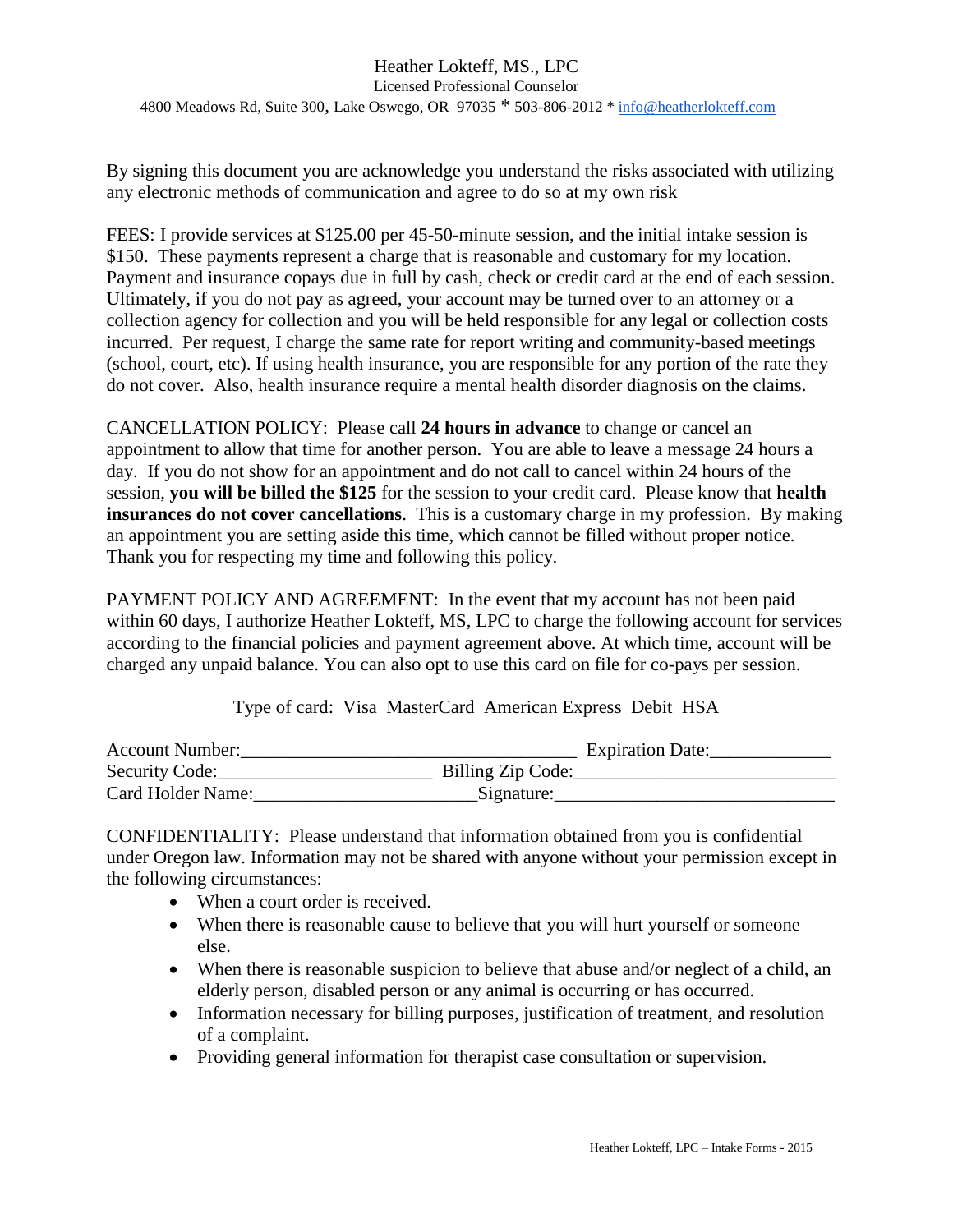Heather Lokteff, MS., LPC
Licensed Professional Counselor
4800 Meadows Rd, Suite 300, Lake Oswego, OR 97035 * 503-806-2012 * info@heatherlokteff.com

By signing this document you are acknowledge you understand the risks associated with utilizing any electronic methods of communication and agree to do so at my own risk

FEES: I provide services at $125.00 per 45-50-minute session, and the initial intake session is $150. These payments represent a charge that is reasonable and customary for my location. Payment and insurance copays due in full by cash, check or credit card at the end of each session. Ultimately, if you do not pay as agreed, your account may be turned over to an attorney or a collection agency for collection and you will be held responsible for any legal or collection costs incurred. Per request, I charge the same rate for report writing and community-based meetings (school, court, etc). If using health insurance, you are responsible for any portion of the rate they do not cover. Also, health insurance require a mental health disorder diagnosis on the claims.

CANCELLATION POLICY: Please call **24 hours in advance** to change or cancel an appointment to allow that time for another person. You are able to leave a message 24 hours a day. If you do not show for an appointment and do not call to cancel within 24 hours of the session, **you will be billed the $125** for the session to your credit card. Please know that **health insurances do not cover cancellations**. This is a customary charge in my profession. By making an appointment you are setting aside this time, which cannot be filled without proper notice. Thank you for respecting my time and following this policy.

PAYMENT POLICY AND AGREEMENT: In the event that my account has not been paid within 60 days, I authorize Heather Lokteff, MS, LPC to charge the following account for services according to the financial policies and payment agreement above. At which time, account will be charged any unpaid balance. You can also opt to use this card on file for co-pays per session.

Type of card: Visa MasterCard American Express Debit HSA

Account Number:___________________________________ Expiration Date:_____________
Security Code:______________________ Billing Zip Code:___________________________
Card Holder Name:_______________________Signature:_____________________________

CONFIDENTIALITY: Please understand that information obtained from you is confidential under Oregon law. Information may not be shared with anyone without your permission except in the following circumstances:

- When a court order is received.
- When there is reasonable cause to believe that you will hurt yourself or someone else.
- When there is reasonable suspicion to believe that abuse and/or neglect of a child, an elderly person, disabled person or any animal is occurring or has occurred.
- Information necessary for billing purposes, justification of treatment, and resolution of a complaint.
- Providing general information for therapist case consultation or supervision.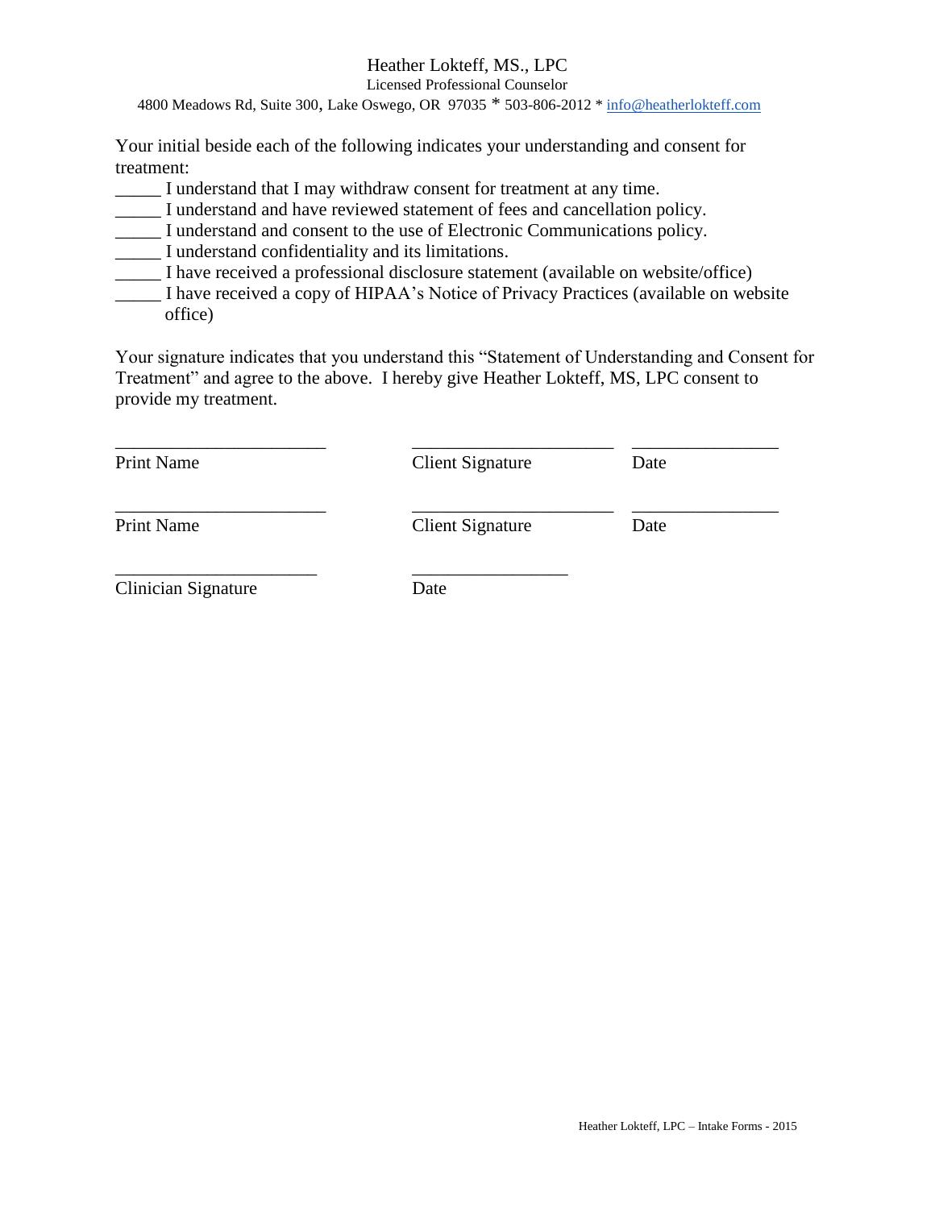Heather Lokteff, MS., LPC
Licensed Professional Counselor
4800 Meadows Rd, Suite 300, Lake Oswego, OR 97035 * 503-806-2012 * info@heatherlokteff.com

Your initial beside each of the following indicates your understanding and consent for treatment:

_____ I understand that I may withdraw consent for treatment at any time.
_____ I understand and have reviewed statement of fees and cancellation policy.
_____ I understand and consent to the use of Electronic Communications policy.
_____ I understand confidentiality and its limitations.
_____ I have received a professional disclosure statement (available on website/office)
_____ I have received a copy of HIPAA's Notice of Privacy Practices (available on website office)

Your signature indicates that you understand this "Statement of Understanding and Consent for Treatment" and agree to the above. I hereby give Heather Lokteff, MS, LPC consent to provide my treatment.

_______________________ _______________________ _______________
Print Name Client Signature Date

_______________________ _______________________ _______________
Print Name Client Signature Date

______________________ ________________
Clinician Signature Date

Heather Lokteff, LPC – Intake Forms - 2015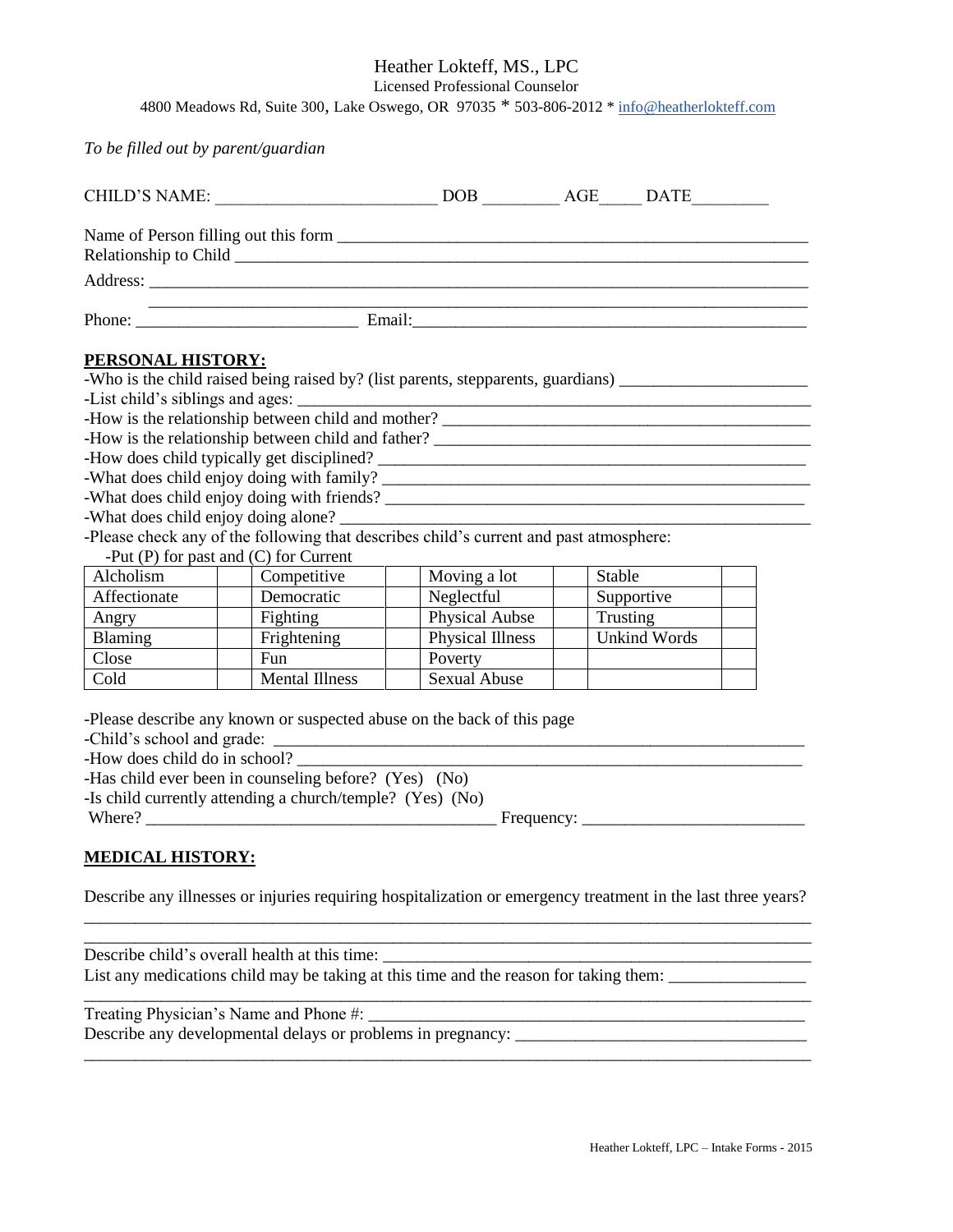Heather Lokteff, MS., LPC

Licensed Professional Counselor

4800 Meadows Rd, Suite 300, Lake Oswego, OR 97035 * 503-806-2012 * info@heatherlokteff.com

*To be filled out by parent/guardian*

CHILD'S NAME: _________________________ DOB _________ AGE_____ DATE_________

Name of Person filling out this form _______________________________________________________

Relationship to Child _________________________________________________________________

Address: ___________________________________________________________________________

___________________________________________________________________________

Phone: __________________________ Email:______________________________________________

**PERSONAL HISTORY:**

-Who is the child raised being raised by? (list parents, stepparents, guardians) ______________________

-List child's siblings and ages: ___________________________________________________________

-How is the relationship between child and mother? __________________________________________

-How is the relationship between child and father? __________________________________________

-How does child typically get disciplined? _________________________________________________

-What does child enjoy doing with family? _________________________________________________

-What does child enjoy doing with friends? _________________________________________________

-What does child enjoy doing alone? ______________________________________________________

-Please check any of the following that describes child's current and past atmosphere:

-Put (P) for past and (C) for Current

| Alcholism | | Competitive | | Moving a lot | | Stable | |
|---|---|---|---|---|---|---|---|
| Affectionate | | Democratic | | Neglectful | | Supportive | |
| Angry | | Fighting | | Physical Aubse | | Trusting | |
| Blaming | | Frightening | | Physical Illness | | Unkind Words | |
| Close | | Fun | | Poverty | | | |
| Cold | | Mental Illness | | Sexual Abuse | | | |

-Please describe any known or suspected abuse on the back of this page

-Child's school and grade: ______________________________________________________________

-How does child do in school? ___________________________________________________________

-Has child ever been in counseling before? (Yes) (No)

-Is child currently attending a church/temple? (Yes) (No)

Where? ________________________________________ Frequency: _________________________

**MEDICAL HISTORY:**

Describe any illnesses or injuries requiring hospitalization or emergency treatment in the last three years?

_____________________________________________________________________________________

_____________________________________________________________________________________

Describe child's overall health at this time: ________________________________________________

List any medications child may be taking at this time and the reason for taking them: _______________

_____________________________________________________________________________________

Treating Physician's Name and Phone #: ___________________________________________________

Describe any developmental delays or problems in pregnancy: _________________________________

_____________________________________________________________________________________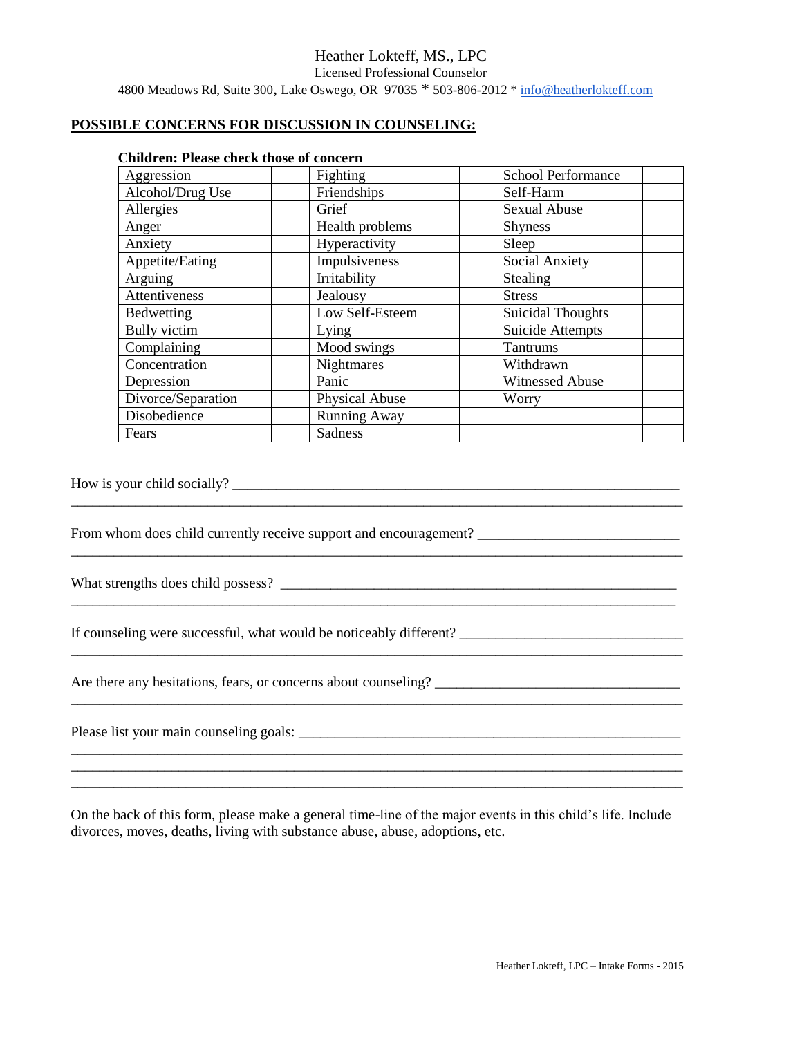Heather Lokteff, MS., LPC
Licensed Professional Counselor
4800 Meadows Rd, Suite 300, Lake Oswego, OR 97035 * 503-806-2012 * info@heatherlokteff.com

**POSSIBLE CONCERNS FOR DISCUSSION IN COUNSELING:**

**Children: Please check those of concern**

| | | | | | |
|---|---|---|---|---|---|
| Aggression | | Fighting | | School Performance | |
| Alcohol/Drug Use | | Friendships | | Self-Harm | |
| Allergies | | Grief | | Sexual Abuse | |
| Anger | | Health problems | | Shyness | |
| Anxiety | | Hyperactivity | | Sleep | |
| Appetite/Eating | | Impulsiveness | | Social Anxiety | |
| Arguing | | Irritability | | Stealing | |
| Attentiveness | | Jealousy | | Stress | |
| Bedwetting | | Low Self-Esteem | | Suicidal Thoughts | |
| Bully victim | | Lying | | Suicide Attempts | |
| Complaining | | Mood swings | | Tantrums | |
| Concentration | | Nightmares | | Withdrawn | |
| Depression | | Panic | | Witnessed Abuse | |
| Divorce/Separation | | Physical Abuse | | Worry | |
| Disobedience | | Running Away | | | |
| Fears | | Sadness | | | |

How is your child socially? ______________________________________________________________
__________________________________________________________________________________________

From whom does child currently receive support and encouragement? ___________________________
__________________________________________________________________________________________

What strengths does child possess? ______________________________________________________
__________________________________________________________________________________________

If counseling were successful, what would be noticeably different? ______________________________
__________________________________________________________________________________________

Are there any hesitations, fears, or concerns about counseling? _________________________________
__________________________________________________________________________________________

Please list your main counseling goals: ____________________________________________________
__________________________________________________________________________________________
__________________________________________________________________________________________
__________________________________________________________________________________________

On the back of this form, please make a general time-line of the major events in this child's life. Include divorces, moves, deaths, living with substance abuse, abuse, adoptions, etc.